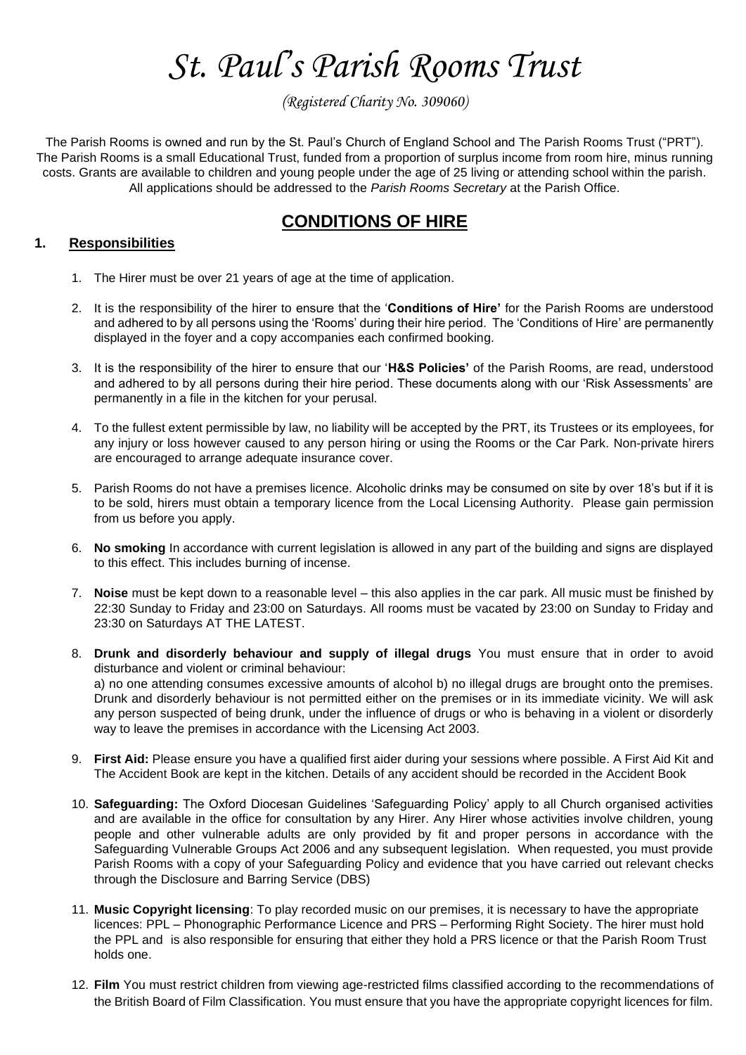# *St. Paul's Parish Rooms Trust*

*(Registered Charity No. 309060)*

The Parish Rooms is owned and run by the St. Paul's Church of England School and The Parish Rooms Trust ("PRT"). The Parish Rooms is a small Educational Trust, funded from a proportion of surplus income from room hire, minus running costs. Grants are available to children and young people under the age of 25 living or attending school within the parish. All applications should be addressed to the *Parish Rooms Secretary* at the Parish Office.

## CONDITIONS OF HIRE

### 1. Responsibilities

1. The Hirer must be over 21 years of age at the time of application.

2. It is the responsibility of the hirer to ensure that the '**Conditions of Hire'** for the Parish Rooms are understood and adhered to by all persons using the 'Rooms' during their hire period. The 'Conditions of Hire' are permanently displayed in the foyer and a copy accompanies each confirmed booking.

3. It is the responsibility of the hirer to ensure that our '**H&S Policies'** of the Parish Rooms, are read, understood and adhered to by all persons during their hire period. These documents along with our 'Risk Assessments' are permanently in a file in the kitchen for your perusal.

4. To the fullest extent permissible by law, no liability will be accepted by the PRT, its Trustees or its employees, for any injury or loss however caused to any person hiring or using the Rooms or the Car Park. Non-private hirers are encouraged to arrange adequate insurance cover.

5. Parish Rooms do not have a premises licence. Alcoholic drinks may be consumed on site by over 18's but if it is to be sold, hirers must obtain a temporary licence from the Local Licensing Authority. Please gain permission from us before you apply.

6. **No smoking** In accordance with current legislation is allowed in any part of the building and signs are displayed to this effect. This includes burning of incense.

7. **Noise** must be kept down to a reasonable level – this also applies in the car park. All music must be finished by 22:30 Sunday to Friday and 23:00 on Saturdays. All rooms must be vacated by 23:00 on Sunday to Friday and 23:30 on Saturdays AT THE LATEST.

8. **Drunk and disorderly behaviour and supply of illegal drugs** You must ensure that in order to avoid disturbance and violent or criminal behaviour:
   a) no one attending consumes excessive amounts of alcohol b) no illegal drugs are brought onto the premises. Drunk and disorderly behaviour is not permitted either on the premises or in its immediate vicinity. We will ask any person suspected of being drunk, under the influence of drugs or who is behaving in a violent or disorderly way to leave the premises in accordance with the Licensing Act 2003.

9. **First Aid:** Please ensure you have a qualified first aider during your sessions where possible. A First Aid Kit and The Accident Book are kept in the kitchen. Details of any accident should be recorded in the Accident Book

10. **Safeguarding:** The Oxford Diocesan Guidelines 'Safeguarding Policy' apply to all Church organised activities and are available in the office for consultation by any Hirer. Any Hirer whose activities involve children, young people and other vulnerable adults are only provided by fit and proper persons in accordance with the Safeguarding Vulnerable Groups Act 2006 and any subsequent legislation. When requested, you must provide Parish Rooms with a copy of your Safeguarding Policy and evidence that you have carried out relevant checks through the Disclosure and Barring Service (DBS)

11. **Music Copyright licensing**: To play recorded music on our premises, it is necessary to have the appropriate licences: PPL – Phonographic Performance Licence and PRS – Performing Right Society. The hirer must hold the PPL and is also responsible for ensuring that either they hold a PRS licence or that the Parish Room Trust holds one.

12. **Film** You must restrict children from viewing age-restricted films classified according to the recommendations of the British Board of Film Classification. You must ensure that you have the appropriate copyright licences for film.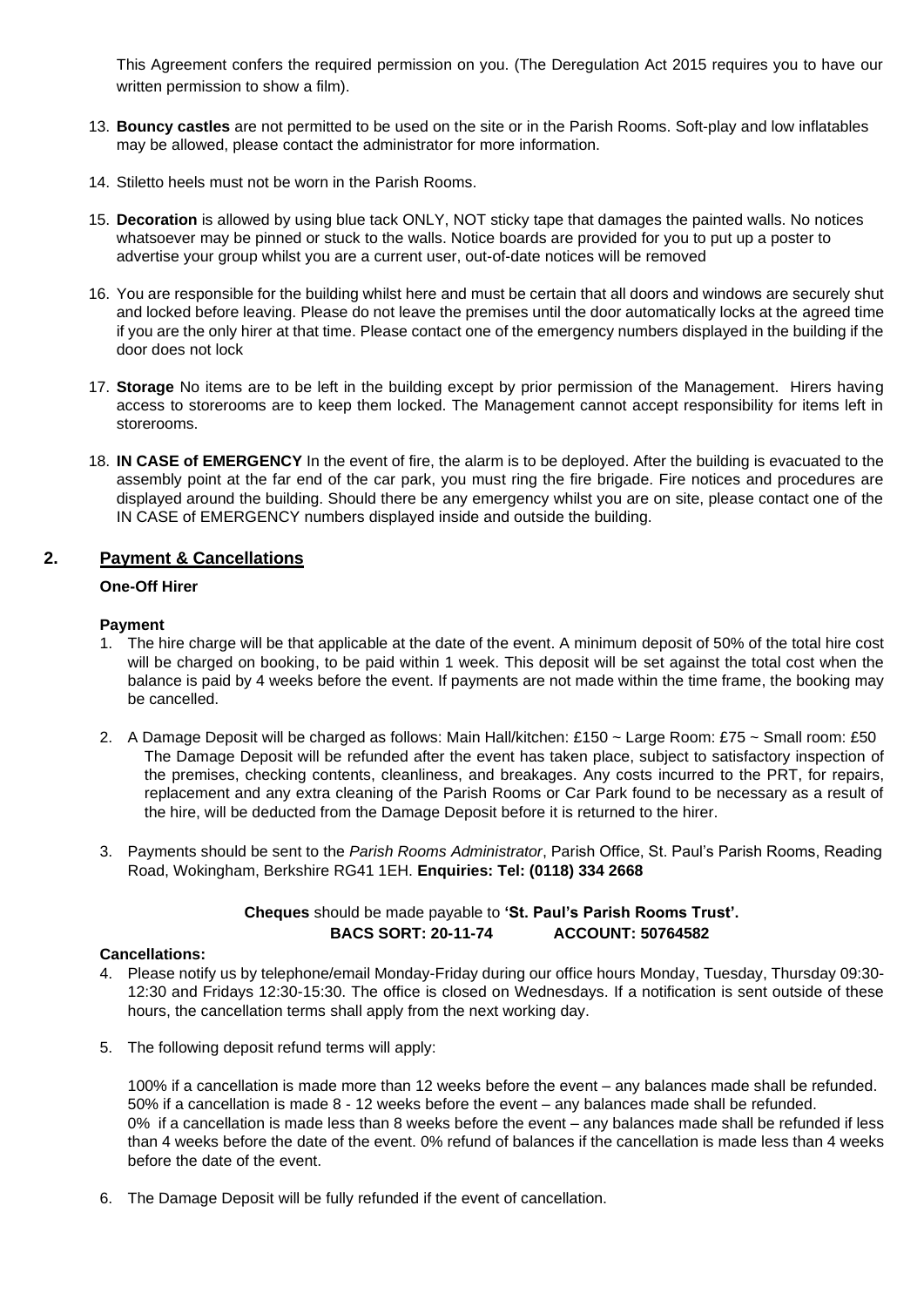This Agreement confers the required permission on you. (The Deregulation Act 2015 requires you to have our written permission to show a film).

13. **Bouncy castles** are not permitted to be used on the site or in the Parish Rooms. Soft-play and low inflatables may be allowed, please contact the administrator for more information.

14. Stiletto heels must not be worn in the Parish Rooms.

15. **Decoration** is allowed by using blue tack ONLY, NOT sticky tape that damages the painted walls. No notices whatsoever may be pinned or stuck to the walls. Notice boards are provided for you to put up a poster to advertise your group whilst you are a current user, out-of-date notices will be removed

16. You are responsible for the building whilst here and must be certain that all doors and windows are securely shut and locked before leaving. Please do not leave the premises until the door automatically locks at the agreed time if you are the only hirer at that time. Please contact one of the emergency numbers displayed in the building if the door does not lock

17. **Storage** No items are to be left in the building except by prior permission of the Management. Hirers having access to storerooms are to keep them locked. The Management cannot accept responsibility for items left in storerooms.

18. **IN CASE of EMERGENCY** In the event of fire, the alarm is to be deployed. After the building is evacuated to the assembly point at the far end of the car park, you must ring the fire brigade. Fire notices and procedures are displayed around the building. Should there be any emergency whilst you are on site, please contact one of the IN CASE of EMERGENCY numbers displayed inside and outside the building.

## 2. Payment & Cancellations

**One-Off Hirer**

**Payment**

1. The hire charge will be that applicable at the date of the event. A minimum deposit of 50% of the total hire cost will be charged on booking, to be paid within 1 week. This deposit will be set against the total cost when the balance is paid by 4 weeks before the event. If payments are not made within the time frame, the booking may be cancelled.

2. A Damage Deposit will be charged as follows: Main Hall/kitchen: £150 ~ Large Room: £75 ~ Small room: £50
   The Damage Deposit will be refunded after the event has taken place, subject to satisfactory inspection of the premises, checking contents, cleanliness, and breakages. Any costs incurred to the PRT, for repairs, replacement and any extra cleaning of the Parish Rooms or Car Park found to be necessary as a result of the hire, will be deducted from the Damage Deposit before it is returned to the hirer.

3. Payments should be sent to the *Parish Rooms Administrator*, Parish Office, St. Paul's Parish Rooms, Reading Road, Wokingham, Berkshire RG41 1EH. **Enquiries: Tel: (0118) 334 2668**

**Cheques** should be made payable to **'St. Paul's Parish Rooms Trust'.**
**BACS SORT: 20-11-74 ACCOUNT: 50764582**

**Cancellations:**

4. Please notify us by telephone/email Monday-Friday during our office hours Monday, Tuesday, Thursday 09:30-12:30 and Fridays 12:30-15:30. The office is closed on Wednesdays. If a notification is sent outside of these hours, the cancellation terms shall apply from the next working day.

5. The following deposit refund terms will apply:

   100% if a cancellation is made more than 12 weeks before the event – any balances made shall be refunded.
   50% if a cancellation is made 8 - 12 weeks before the event – any balances made shall be refunded.
   0% if a cancellation is made less than 8 weeks before the event – any balances made shall be refunded if less than 4 weeks before the date of the event. 0% refund of balances if the cancellation is made less than 4 weeks before the date of the event.

6. The Damage Deposit will be fully refunded if the event of cancellation.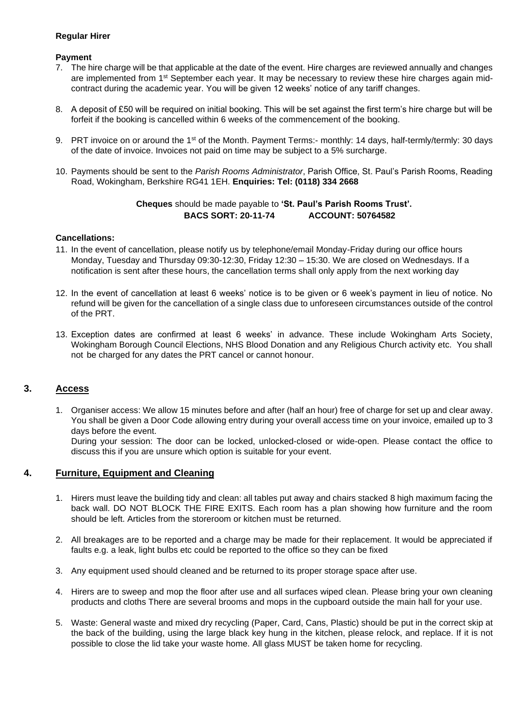**Regular Hirer**

**Payment**

7. The hire charge will be that applicable at the date of the event. Hire charges are reviewed annually and changes are implemented from 1st September each year. It may be necessary to review these hire charges again mid-contract during the academic year. You will be given 12 weeks' notice of any tariff changes.

8. A deposit of £50 will be required on initial booking. This will be set against the first term's hire charge but will be forfeit if the booking is cancelled within 6 weeks of the commencement of the booking.

9. PRT invoice on or around the 1st of the Month. Payment Terms:- monthly: 14 days, half-termly/termly: 30 days of the date of invoice. Invoices not paid on time may be subject to a 5% surcharge.

10. Payments should be sent to the *Parish Rooms Administrator*, Parish Office, St. Paul's Parish Rooms, Reading Road, Wokingham, Berkshire RG41 1EH. **Enquiries: Tel: (0118) 334 2668**

**Cheques** should be made payable to **'St. Paul's Parish Rooms Trust'.**
**BACS SORT: 20-11-74 ACCOUNT: 50764582**

**Cancellations:**

11. In the event of cancellation, please notify us by telephone/email Monday-Friday during our office hours Monday, Tuesday and Thursday 09:30-12:30, Friday 12:30 – 15:30. We are closed on Wednesdays. If a notification is sent after these hours, the cancellation terms shall only apply from the next working day

12. In the event of cancellation at least 6 weeks' notice is to be given or 6 week's payment in lieu of notice. No refund will be given for the cancellation of a single class due to unforeseen circumstances outside of the control of the PRT.

13. Exception dates are confirmed at least 6 weeks' in advance. These include Wokingham Arts Society, Wokingham Borough Council Elections, NHS Blood Donation and any Religious Church activity etc. You shall not be charged for any dates the PRT cancel or cannot honour.

## 3. Access

1. Organiser access: We allow 15 minutes before and after (half an hour) free of charge for set up and clear away. You shall be given a Door Code allowing entry during your overall access time on your invoice, emailed up to 3 days before the event.
   During your session: The door can be locked, unlocked-closed or wide-open. Please contact the office to discuss this if you are unsure which option is suitable for your event.

## 4. Furniture, Equipment and Cleaning

1. Hirers must leave the building tidy and clean: all tables put away and chairs stacked 8 high maximum facing the back wall. DO NOT BLOCK THE FIRE EXITS. Each room has a plan showing how furniture and the room should be left. Articles from the storeroom or kitchen must be returned.

2. All breakages are to be reported and a charge may be made for their replacement. It would be appreciated if faults e.g. a leak, light bulbs etc could be reported to the office so they can be fixed

3. Any equipment used should cleaned and be returned to its proper storage space after use.

4. Hirers are to sweep and mop the floor after use and all surfaces wiped clean. Please bring your own cleaning products and cloths There are several brooms and mops in the cupboard outside the main hall for your use.

5. Waste: General waste and mixed dry recycling (Paper, Card, Cans, Plastic) should be put in the correct skip at the back of the building, using the large black key hung in the kitchen, please relock, and replace. If it is not possible to close the lid take your waste home. All glass MUST be taken home for recycling.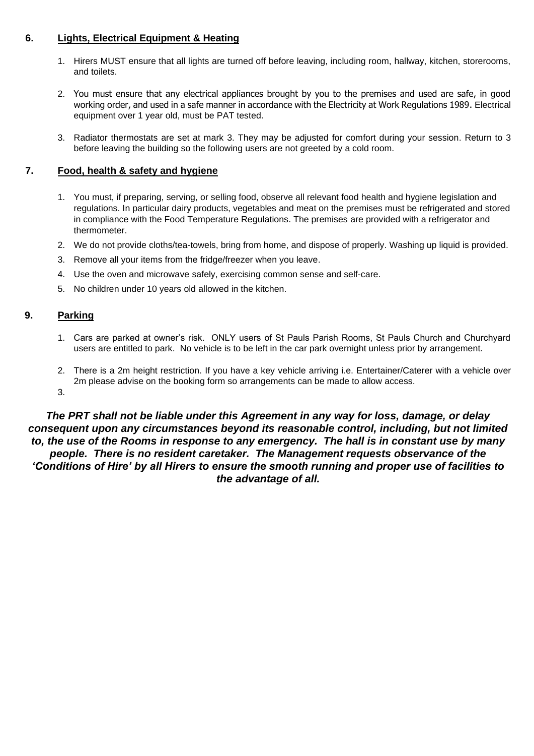## 6. Lights, Electrical Equipment & Heating

1. Hirers MUST ensure that all lights are turned off before leaving, including room, hallway, kitchen, storerooms, and toilets.

2. You must ensure that any electrical appliances brought by you to the premises and used are safe, in good working order, and used in a safe manner in accordance with the Electricity at Work Regulations 1989. Electrical equipment over 1 year old, must be PAT tested.

3. Radiator thermostats are set at mark 3. They may be adjusted for comfort during your session. Return to 3 before leaving the building so the following users are not greeted by a cold room.

## 7. Food, health & safety and hygiene

1. You must, if preparing, serving, or selling food, observe all relevant food health and hygiene legislation and regulations. In particular dairy products, vegetables and meat on the premises must be refrigerated and stored in compliance with the Food Temperature Regulations. The premises are provided with a refrigerator and thermometer.
2. We do not provide cloths/tea-towels, bring from home, and dispose of properly. Washing up liquid is provided.
3. Remove all your items from the fridge/freezer when you leave.
4. Use the oven and microwave safely, exercising common sense and self-care.
5. No children under 10 years old allowed in the kitchen.

## 9. Parking

1. Cars are parked at owner's risk. ONLY users of St Pauls Parish Rooms, St Pauls Church and Churchyard users are entitled to park. No vehicle is to be left in the car park overnight unless prior by arrangement.

2. There is a 2m height restriction. If you have a key vehicle arriving i.e. Entertainer/Caterer with a vehicle over 2m please advise on the booking form so arrangements can be made to allow access.

3.

***The PRT shall not be liable under this Agreement in any way for loss, damage, or delay consequent upon any circumstances beyond its reasonable control, including, but not limited to, the use of the Rooms in response to any emergency. The hall is in constant use by many people. There is no resident caretaker. The Management requests observance of the 'Conditions of Hire' by all Hirers to ensure the smooth running and proper use of facilities to the advantage of all.***